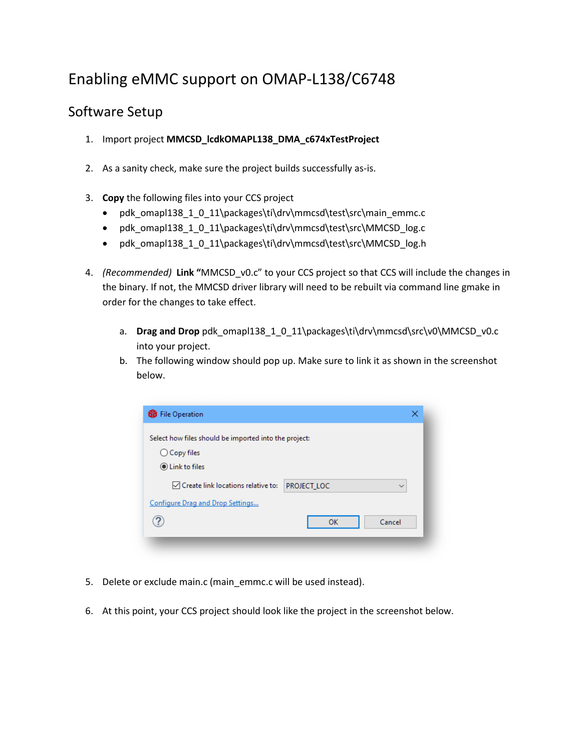# Enabling eMMC support on OMAP-L138/C6748

## Software Setup

1. Import project **MMCSD_lcdkOMAPL138_DMA_c674xTestProject**

2. As a sanity check, make sure the project builds successfully as-is.

3. **Copy** the following files into your CCS project
   - pdk_omapl138_1_0_11\packages\ti\drv\mmcsd\test\src\main_emmc.c
   - pdk_omapl138_1_0_11\packages\ti\drv\mmcsd\test\src\MMCSD_log.c
   - pdk_omapl138_1_0_11\packages\ti\drv\mmcsd\test\src\MMCSD_log.h

4. *(Recommended)* **Link "**MMCSD_v0.c" to your CCS project so that CCS will include the changes in the binary. If not, the MMCSD driver library will need to be rebuilt via command line gmake in order for the changes to take effect.

   a. **Drag and Drop** pdk_omapl138_1_0_11\packages\ti\drv\mmcsd\src\v0\MMCSD_v0.c into your project.
   
   b. The following window should pop up. Make sure to link it as shown in the screenshot below.

5. Delete or exclude main.c (main_emmc.c will be used instead).

6. At this point, your CCS project should look like the project in the screenshot below.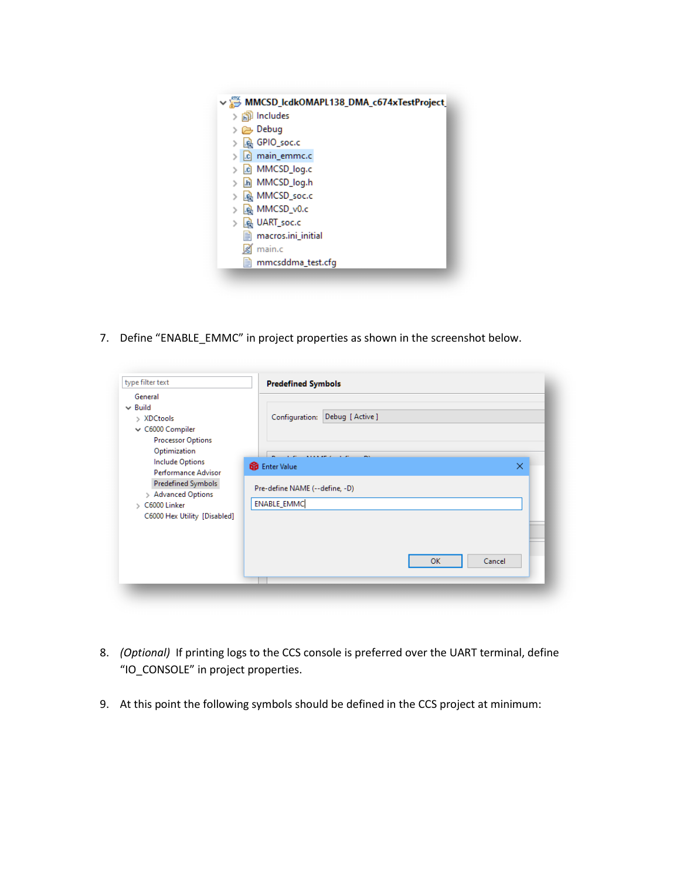7. Define “ENABLE_EMMC” in project properties as shown in the screenshot below.

8. *(Optional)* If printing logs to the CCS console is preferred over the UART terminal, define “IO_CONSOLE” in project properties.

9. At this point the following symbols should be defined in the CCS project at minimum: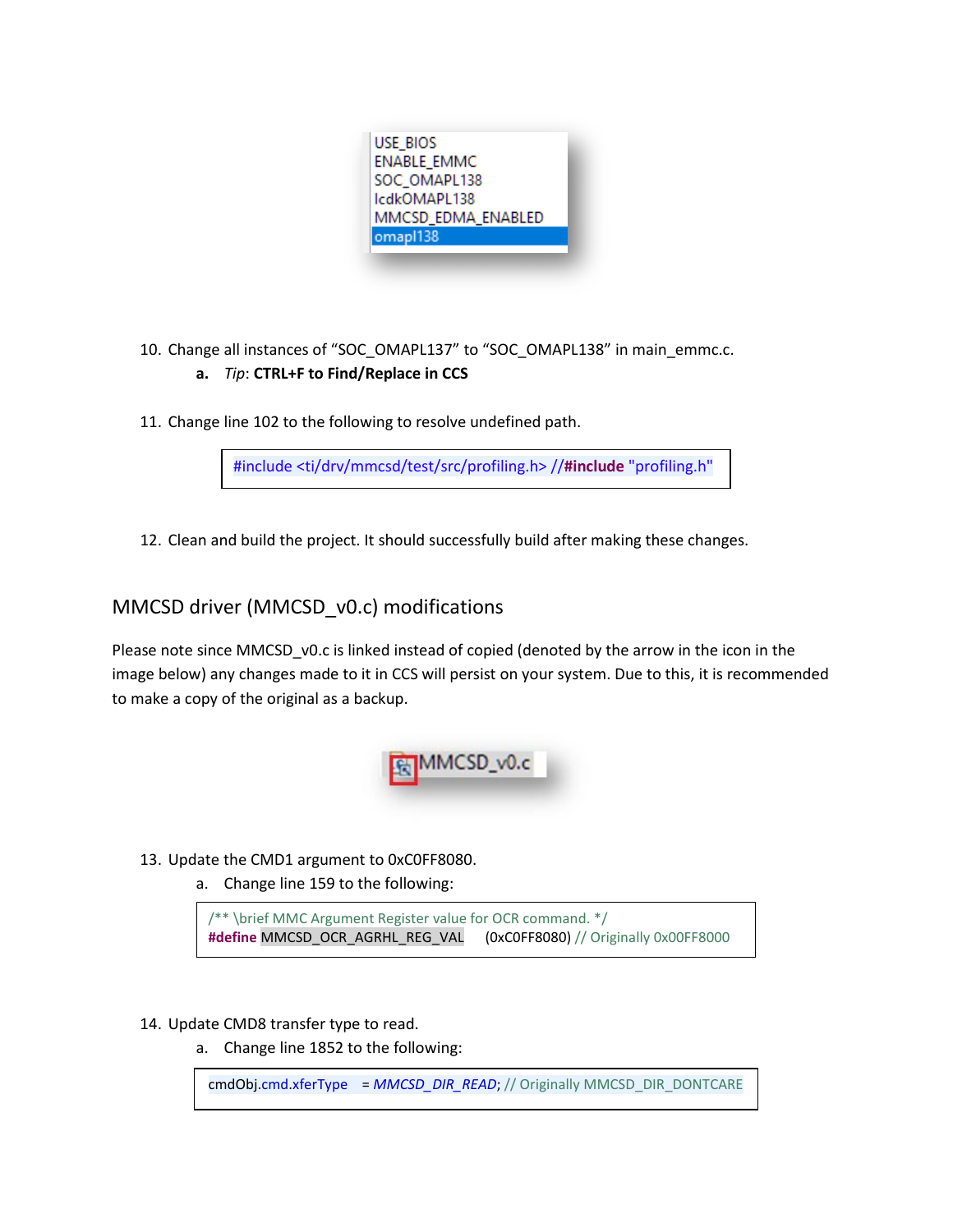USE_BIOS
ENABLE_EMMC
SOC_OMAPL138
lcdkOMAPL138
MMCSD_EDMA_ENABLED
omapl138

10. Change all instances of "SOC_OMAPL137" to "SOC_OMAPL138" in main_emmc.c.
    a. *Tip*: **CTRL+F to Find/Replace in CCS**

11. Change line 102 to the following to resolve undefined path.

```
#include <ti/drv/mmcsd/test/src/profiling.h> //#include "profiling.h"
```

12. Clean and build the project. It should successfully build after making these changes.

## MMCSD driver (MMCSD_v0.c) modifications

Please note since MMCSD_v0.c is linked instead of copied (denoted by the arrow in the icon in the image below) any changes made to it in CCS will persist on your system. Due to this, it is recommended to make a copy of the original as a backup.

MMCSD_v0.c

13. Update the CMD1 argument to 0xC0FF8080.
    a. Change line 159 to the following:

```
/** \brief MMC Argument Register value for OCR command. */
#define MMCSD_OCR_AGRHL_REG_VAL      (0xC0FF8080) // Originally 0x00FF8000
```

14. Update CMD8 transfer type to read.
    a. Change line 1852 to the following:

```
cmdObj.cmd.xferType   = MMCSD_DIR_READ; // Originally MMCSD_DIR_DONTCARE
```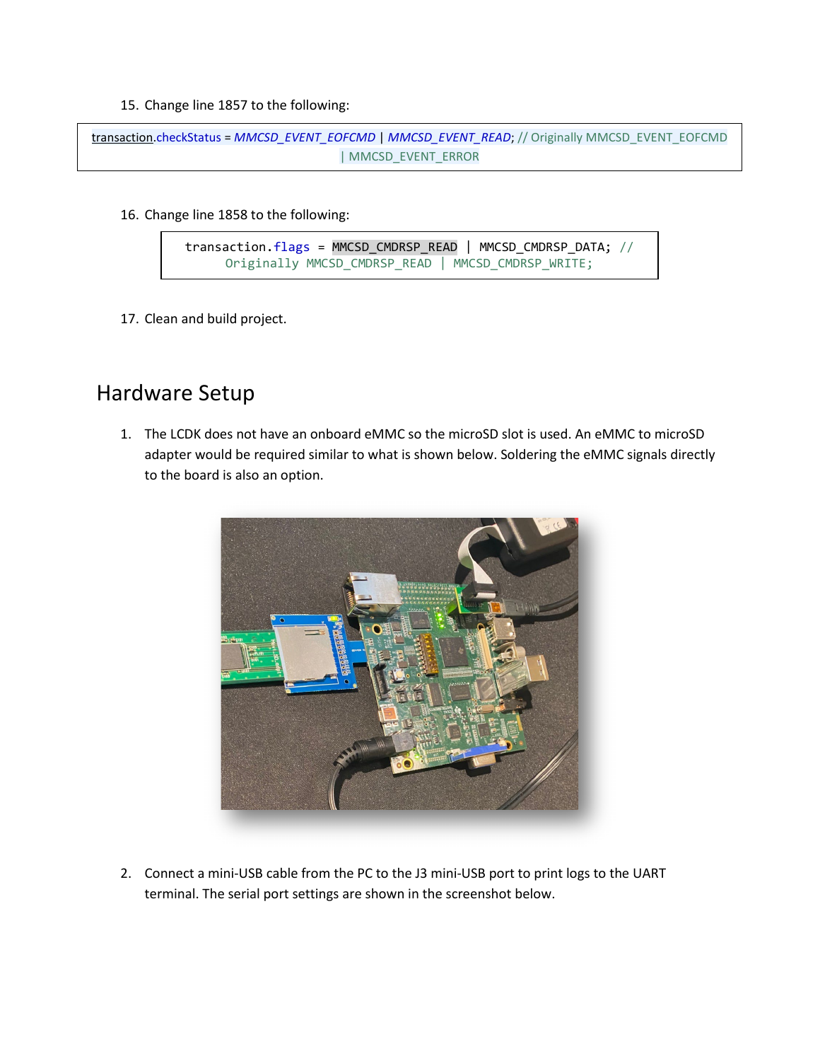15. Change line 1857 to the following:

```
transaction.checkStatus = MMCSD_EVENT_EOFCMD | MMCSD_EVENT_READ; // Originally MMCSD_EVENT_EOFCMD | MMCSD_EVENT_ERROR
```

16. Change line 1858 to the following:

```
transaction.flags = MMCSD_CMDRSP_READ | MMCSD_CMDRSP_DATA; // Originally MMCSD_CMDRSP_READ | MMCSD_CMDRSP_WRITE;
```

17. Clean and build project.

## Hardware Setup

1. The LCDK does not have an onboard eMMC so the microSD slot is used. An eMMC to microSD adapter would be required similar to what is shown below. Soldering the eMMC signals directly to the board is also an option.

2. Connect a mini-USB cable from the PC to the J3 mini-USB port to print logs to the UART terminal. The serial port settings are shown in the screenshot below.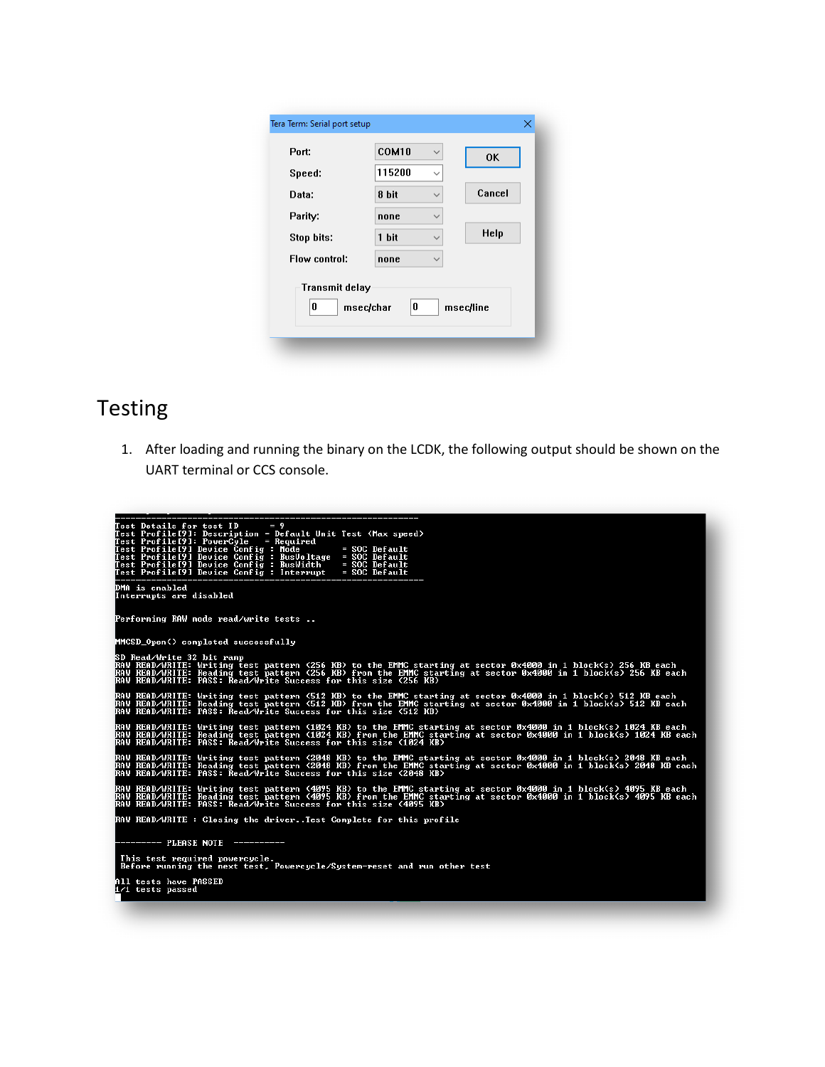Tera Term: Serial port setup

| | | |
|---|---|---|
| Port: | COM10 | OK |
| Speed: | 115200 | Cancel |
| Data: | 8 bit | |
| Parity: | none | Help |
| Stop bits: | 1 bit | |
| Flow control: | none | |

Transmit delay

0 msec/char 0 msec/line

# Testing

1. After loading and running the binary on the LCDK, the following output should be shown on the UART terminal or CCS console.

```
Test Details for test ID       = 9
Test Profile[9]: Description - Default Unit Test (Max speed)
Test Profile[9]: PowerCyle    = Required
Test Profile[9] Device Config : Mode          = SOC Default
Test Profile[9] Device Config : BusVoltage    = SOC Default
Test Profile[9] Device Config : BusWidth      = SOC Default
Test Profile[9] Device Config : Interrupt     = SOC Default

DMA is enabled
Interrupts are disabled

Performing RAW mode read/write tests ..

MMCSD_Open() completed successfully

SD Read/Write 32 bit ramp
RAW READ/WRITE: Writing test pattern (256 KB) to the EMMC starting at sector 0x4000 in 1 block(s) 256 KB each
RAW READ/WRITE: Reading test pattern (256 KB) from the EMMC starting at sector 0x4000 in 1 block(s) 256 KB each
RAW READ/WRITE: PASS: Read/Write Success for this size (256 KB)

RAW READ/WRITE: Writing test pattern (512 KB) to the EMMC starting at sector 0x4000 in 1 block(s) 512 KB each
RAW READ/WRITE: Reading test pattern (512 KB) from the EMMC starting at sector 0x4000 in 1 block(s) 512 KB each
RAW READ/WRITE: PASS: Read/Write Success for this size (512 KB)

RAW READ/WRITE: Writing test pattern (1024 KB) to the EMMC starting at sector 0x4000 in 1 block(s) 1024 KB each
RAW READ/WRITE: Reading test pattern (1024 KB) from the EMMC starting at sector 0x4000 in 1 block(s) 1024 KB each
RAW READ/WRITE: PASS: Read/Write Success for this size (1024 KB)

RAW READ/WRITE: Writing test pattern (2048 KB) to the EMMC starting at sector 0x4000 in 1 block(s) 2048 KB each
RAW READ/WRITE: Reading test pattern (2048 KB) from the EMMC starting at sector 0x4000 in 1 block(s) 2048 KB each
RAW READ/WRITE: PASS: Read/Write Success for this size (2048 KB)

RAW READ/WRITE: Writing test pattern (4095 KB) to the EMMC starting at sector 0x4000 in 1 block(s) 4095 KB each
RAW READ/WRITE: Reading test pattern (4095 KB) from the EMMC starting at sector 0x4000 in 1 block(s) 4095 KB each
RAW READ/WRITE: PASS: Read/Write Success for this size (4095 KB)

RAW READ/WRITE : Closing the driver..Test Complete for this profile

---------- PLEASE NOTE  ----------

 This test required powercycle.
 Before running the next test, Powercycle/System-reset and run other test

All tests have PASSED
1/1 tests passed
```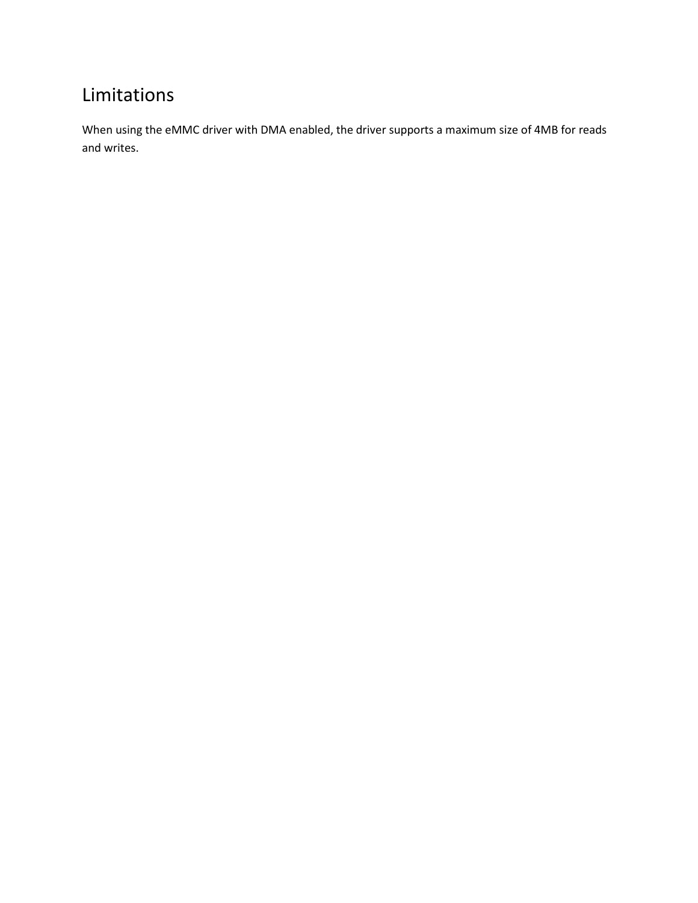## Limitations

When using the eMMC driver with DMA enabled, the driver supports a maximum size of 4MB for reads and writes.